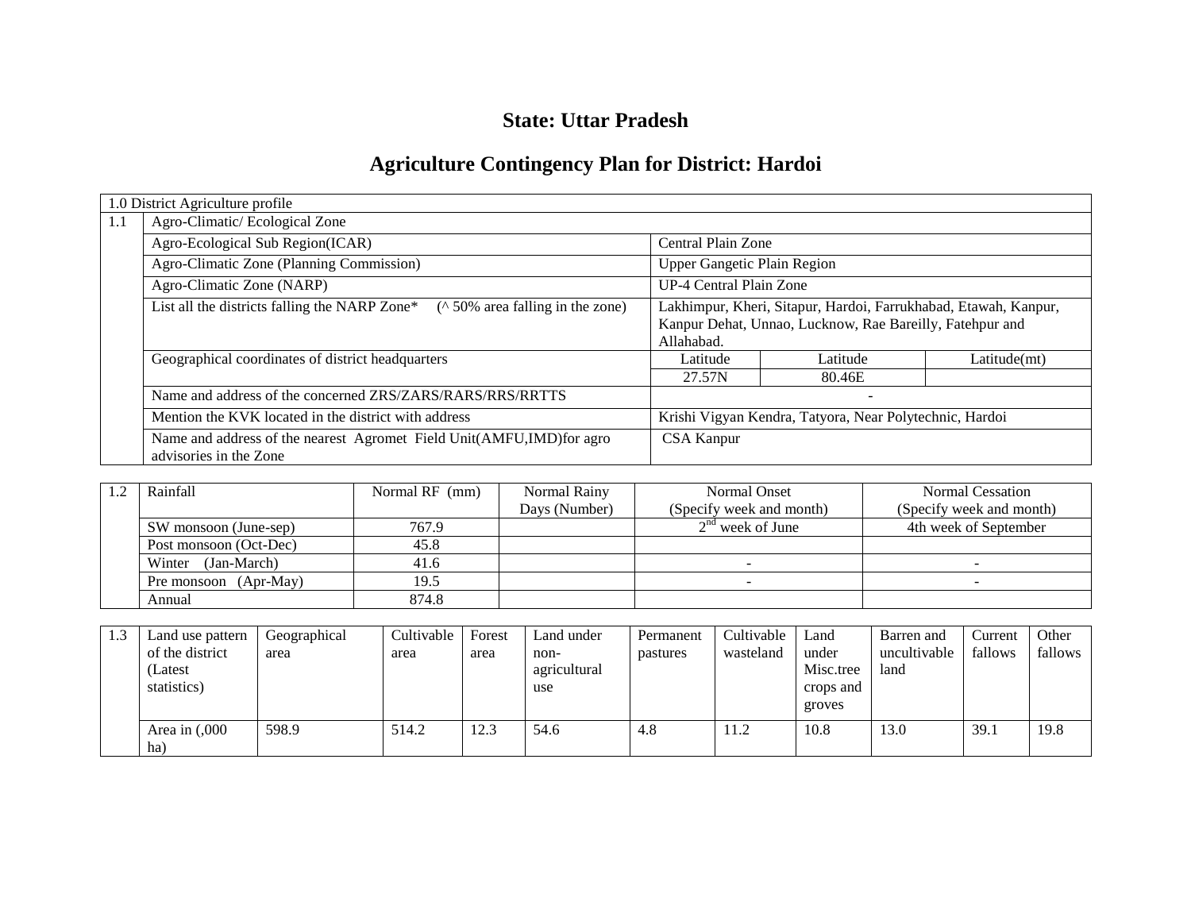# State: Uttar Pradesh

# Agriculture Contingency Plan for District: Hardoi

| 1.0 District Agriculture profile | | | | |
|---|---|---|---|---|
| 1.1 | Agro-Climatic/ Ecological Zone | | | |
| | Agro-Ecological Sub Region(ICAR) | Central Plain Zone | | |
| | Agro-Climatic Zone (Planning Commission) | Upper Gangetic Plain Region | | |
| | Agro-Climatic Zone (NARP) | UP-4 Central Plain Zone | | |
| | List all the districts falling the NARP Zone* (^ 50% area falling in the zone) | Lakhimpur, Kheri, Sitapur, Hardoi, Farrukhabad, Etawah, Kanpur, Kanpur Dehat, Unnao, Lucknow, Rae Bareilly, Fatehpur and Allahabad. | | |
| | Geographical coordinates of district headquarters | Latitude | Latitude | Latitude(mt) |
| | | 27.57N | 80.46E | |
| | Name and address of the concerned ZRS/ZARS/RARS/RRS/RRTTS | - | | |
| | Mention the KVK located in the district with address | Krishi Vigyan Kendra, Tatyora, Near Polytechnic, Hardoi | | |
| | Name and address of the nearest Agromet Field Unit(AMFU,IMD)for agro advisories in the Zone | CSA Kanpur | | |

| 1.2 | Rainfall | Normal RF (mm) | Normal Rainy Days (Number) | Normal Onset (Specify week and month) | Normal Cessation (Specify week and month) |
|---|---|---|---|---|---|
| | SW monsoon (June-sep) | 767.9 | | 2nd week of June | 4th week of September |
| | Post monsoon (Oct-Dec) | 45.8 | | | |
| | Winter (Jan-March) | 41.6 | | - | - |
| | Pre monsoon (Apr-May) | 19.5 | | - | - |
| | Annual | 874.8 | | | |

| 1.3 | Land use pattern of the district (Latest statistics) | Geographical area | Cultivable area | Forest area | Land under non-agricultural use | Permanent pastures | Cultivable wasteland | Land under Misc.tree crops and groves | Barren and uncultivable land | Current fallows | Other fallows |
|---|---|---|---|---|---|---|---|---|---|---|---|
| | Area in (,000 ha) | 598.9 | 514.2 | 12.3 | 54.6 | 4.8 | 11.2 | 10.8 | 13.0 | 39.1 | 19.8 |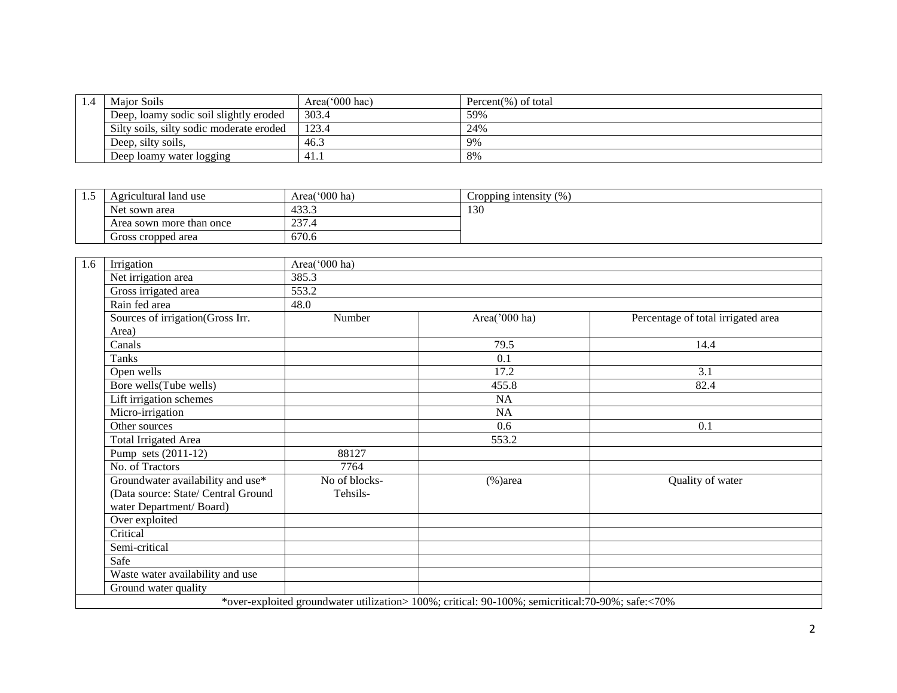| 1.4 | Major Soils | Area('000 hac) | Percent(%) of total |
|---|---|---|---|
| | Deep, loamy sodic soil slightly eroded | 303.4 | 59% |
| | Silty soils, silty sodic moderate eroded | 123.4 | 24% |
| | Deep, silty soils, | 46.3 | 9% |
| | Deep loamy water logging | 41.1 | 8% |

| 1.5 | Agricultural land use | Area('000 ha) | Cropping intensity (%) |
|---|---|---|---|
| | Net sown area | 433.3 | 130 |
| | Area sown more than once | 237.4 | |
| | Gross cropped area | 670.6 | |

| 1.6 | Irrigation | Area('000 ha) | | |
|---|---|---|---|---|
| | Net irrigation area | 385.3 | | |
| | Gross irrigated area | 553.2 | | |
| | Rain fed area | 48.0 | | |
| | Sources of irrigation(Gross Irr. Area) | Number | Area('000 ha) | Percentage of total irrigated area |
| | Canals | | 79.5 | 14.4 |
| | Tanks | | 0.1 | |
| | Open wells | | 17.2 | 3.1 |
| | Bore wells(Tube wells) | | 455.8 | 82.4 |
| | Lift irrigation schemes | | NA | |
| | Micro-irrigation | | NA | |
| | Other sources | | 0.6 | 0.1 |
| | Total Irrigated Area | | 553.2 | |
| | Pump sets (2011-12) | 88127 | | |
| | No. of Tractors | 7764 | | |
| | Groundwater availability and use* (Data source: State/ Central Ground water Department/ Board) | No of blocks- Tehsils- | (%)area | Quality of water |
| | Over exploited | | | |
| | Critical | | | |
| | Semi-critical | | | |
| | Safe | | | |
| | Waste water availability and use | | | |
| | Ground water quality | | | |

*over-exploited groundwater utilization> 100%; critical: 90-100%; semicritical:70-90%; safe:<70%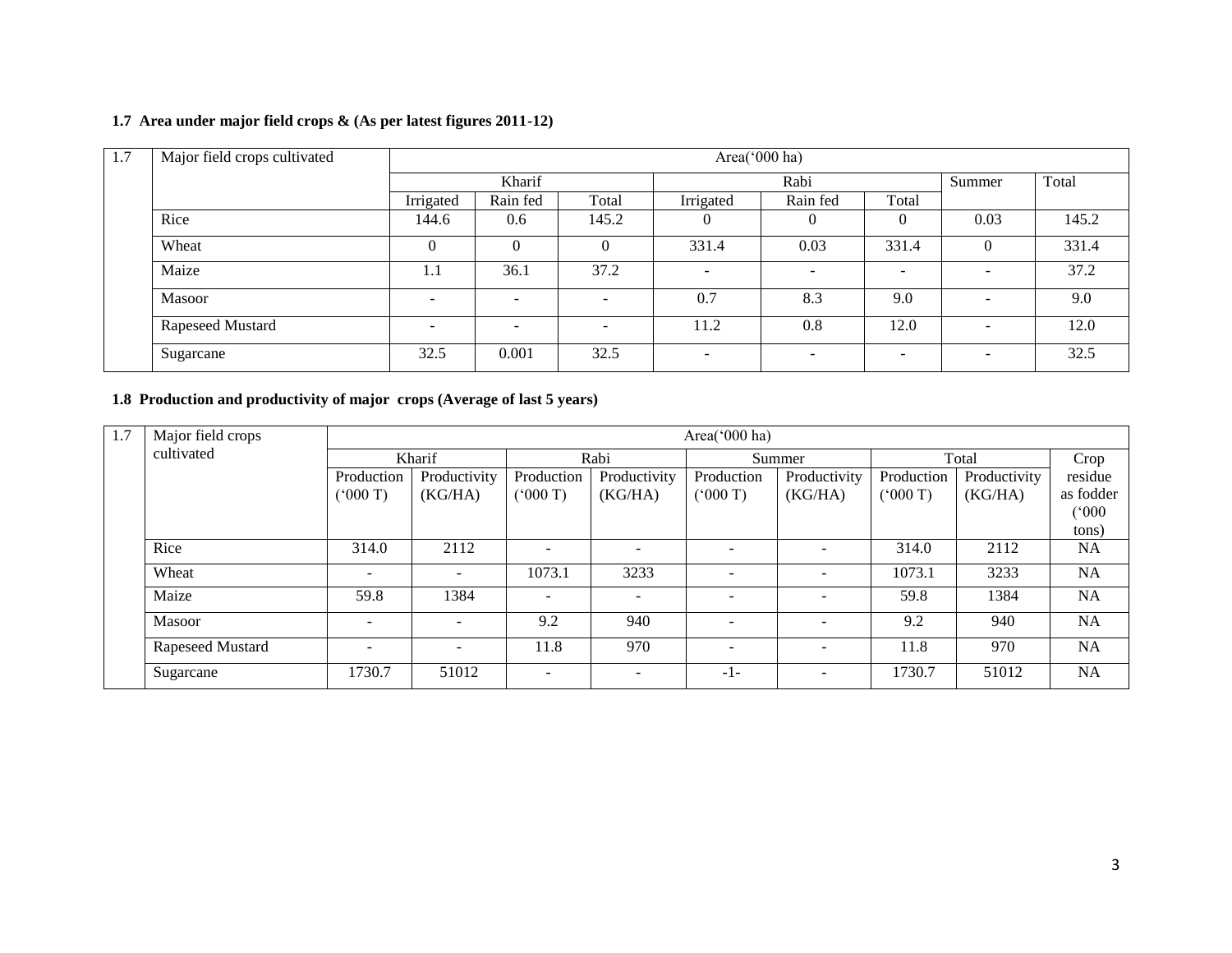### 1.7 Area under major field crops & (As per latest figures 2011-12)

| 1.7 | Major field crops cultivated | Area('000 ha) | | | | | | | |
|---|---|---|---|---|---|---|---|---|---|
| | | Kharif | | | Rabi | | | Summer | Total |
| | | Irrigated | Rain fed | Total | Irrigated | Rain fed | Total | | |
| | Rice | 144.6 | 0.6 | 145.2 | 0 | 0 | 0 | 0.03 | 145.2 |
| | Wheat | 0 | 0 | 0 | 331.4 | 0.03 | 331.4 | 0 | 331.4 |
| | Maize | 1.1 | 36.1 | 37.2 | - | - | - | - | 37.2 |
| | Masoor | - | - | - | 0.7 | 8.3 | 9.0 | - | 9.0 |
| | Rapeseed Mustard | - | - | - | 11.2 | 0.8 | 12.0 | - | 12.0 |
| | Sugarcane | 32.5 | 0.001 | 32.5 | - | - | - | - | 32.5 |

### 1.8 Production and productivity of major crops (Average of last 5 years)

| 1.7 | Major field crops cultivated | Area('000 ha) | | | | | | | | |
|---|---|---|---|---|---|---|---|---|---|---|
| | | Kharif | | Rabi | | Summer | | Total | | Crop residue as fodder ('000 tons) |
| | | Production ('000 T) | Productivity (KG/HA) | Production ('000 T) | Productivity (KG/HA) | Production ('000 T) | Productivity (KG/HA) | Production ('000 T) | Productivity (KG/HA) | |
| | Rice | 314.0 | 2112 | - | - | - | - | 314.0 | 2112 | NA |
| | Wheat | - | - | 1073.1 | 3233 | - | - | 1073.1 | 3233 | NA |
| | Maize | 59.8 | 1384 | - | - | - | - | 59.8 | 1384 | NA |
| | Masoor | - | - | 9.2 | 940 | - | - | 9.2 | 940 | NA |
| | Rapeseed Mustard | - | - | 11.8 | 970 | - | - | 11.8 | 970 | NA |
| | Sugarcane | 1730.7 | 51012 | - | - | -1- | - | 1730.7 | 51012 | NA |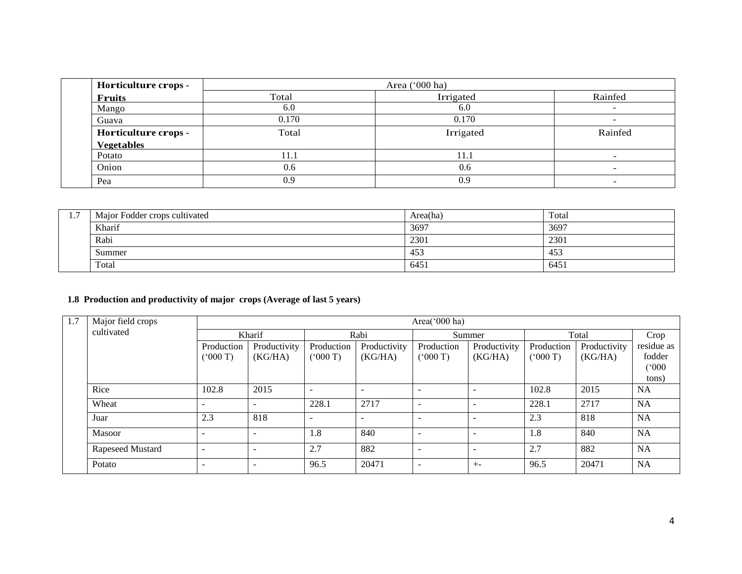| | Horticulture crops - Fruits | Area ('000 ha) | | |
|---|---|---|---|---|
| | | Total | Irrigated | Rainfed |
| | Mango | 6.0 | 6.0 | - |
| | Guava | 0.170 | 0.170 | - |
| | **Horticulture crops - Vegetables** | Total | Irrigated | Rainfed |
| | Potato | 11.1 | 11.1 | - |
| | Onion | 0.6 | 0.6 | - |
| | Pea | 0.9 | 0.9 | - |

| 1.7 | Major Fodder crops cultivated | Area(ha) | Total |
|---|---|---|---|
| | Kharif | 3697 | 3697 |
| | Rabi | 2301 | 2301 |
| | Summer | 453 | 453 |
| | Total | 6451 | 6451 |

**1.8 Production and productivity of major crops (Average of last 5 years)**

| 1.7 | Major field crops cultivated | Area('000 ha) | | | | | | | | |
|---|---|---|---|---|---|---|---|---|---|---|
| | | Kharif | | Rabi | | Summer | | Total | | Crop residue as fodder ('000 tons) |
| | | Production ('000 T) | Productivity (KG/HA) | Production ('000 T) | Productivity (KG/HA) | Production ('000 T) | Productivity (KG/HA) | Production ('000 T) | Productivity (KG/HA) | |
| | Rice | 102.8 | 2015 | - | - | - | - | 102.8 | 2015 | NA |
| | Wheat | - | - | 228.1 | 2717 | - | - | 228.1 | 2717 | NA |
| | Juar | 2.3 | 818 | - | - | - | - | 2.3 | 818 | NA |
| | Masoor | - | - | 1.8 | 840 | - | - | 1.8 | 840 | NA |
| | Rapeseed Mustard | - | - | 2.7 | 882 | - | - | 2.7 | 882 | NA |
| | Potato | - | - | 96.5 | 20471 | - | +- | 96.5 | 20471 | NA |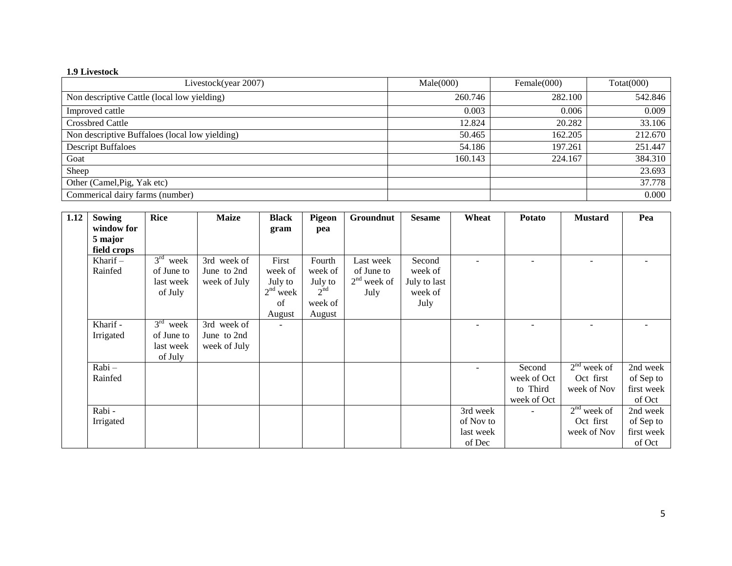**1.9 Livestock**

| Livestock(year 2007) | Male(000) | Female(000) | Totat(000) |
|---|---|---|---|
| Non descriptive Cattle (local low yielding) | 260.746 | 282.100 | 542.846 |
| Improved cattle | 0.003 | 0.006 | 0.009 |
| Crossbred Cattle | 12.824 | 20.282 | 33.106 |
| Non descriptive Buffaloes (local low yielding) | 50.465 | 162.205 | 212.670 |
| Descript Buffaloes | 54.186 | 197.261 | 251.447 |
| Goat | 160.143 | 224.167 | 384.310 |
| Sheep | | | 23.693 |
| Other (Camel,Pig, Yak etc) | | | 37.778 |
| Commerical dairy farms (number) | | | 0.000 |

| 1.12 | Sowing window for 5 major field crops | Rice | Maize | Black gram | Pigeon pea | Groundnut | Sesame | Wheat | Potato | Mustard | Pea |
|---|---|---|---|---|---|---|---|---|---|---|---|
| | Kharif – Rainfed | 3rd week of June to last week of July | 3rd week of June to 2nd week of July | First week of July to 2nd week of August | Fourth week of July to 2nd week of August | Last week of June to 2nd week of July | Second week of July to last week of July | - | - | - | - |
| | Kharif - Irrigated | 3rd week of June to last week of July | 3rd week of June to 2nd week of July | - | | | | - | - | - | - |
| | Rabi – Rainfed | | | | | | | - | Second week of Oct to Third week of Oct | 2nd week of Oct first week of Nov | 2nd week of Sep to first week of Oct |
| | Rabi - Irrigated | | | | | | | 3rd week of Nov to last week of Dec | - | 2nd week of Oct first week of Nov | 2nd week of Sep to first week of Oct |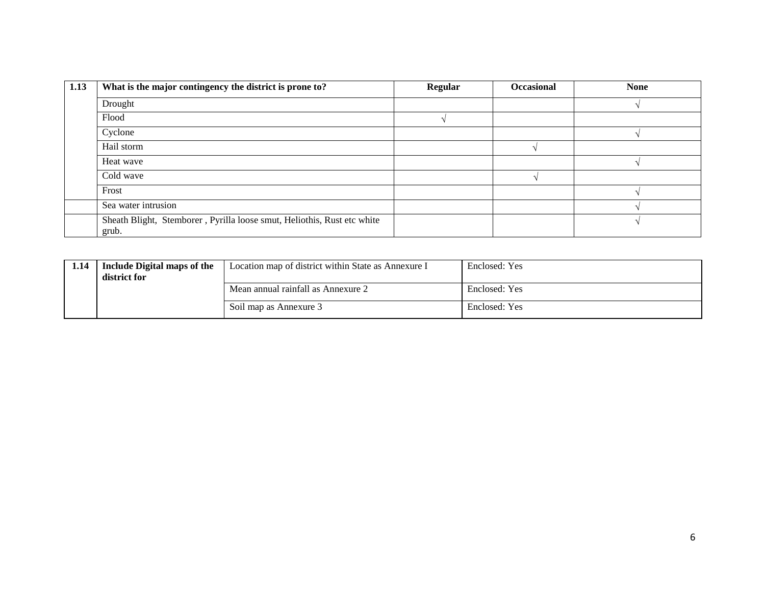| 1.13 | What is the major contingency the district is prone to? | Regular | Occasional | None |
|---|---|---|---|---|
| | Drought | | | √ |
| | Flood | √ | | |
| | Cyclone | | | √ |
| | Hail storm | | √ | |
| | Heat wave | | | √ |
| | Cold wave | | √ | |
| | Frost | | | √ |
| | Sea water intrusion | | | √ |
| | Sheath Blight, Stemborer , Pyrilla loose smut, Heliothis, Rust etc white grub. | | | √ |

| 1.14 | Include Digital maps of the district for | Location map of district within State as Annexure I | Enclosed: Yes |
|---|---|---|---|
| | | Mean annual rainfall as Annexure 2 | Enclosed: Yes |
| | | Soil map as Annexure 3 | Enclosed: Yes |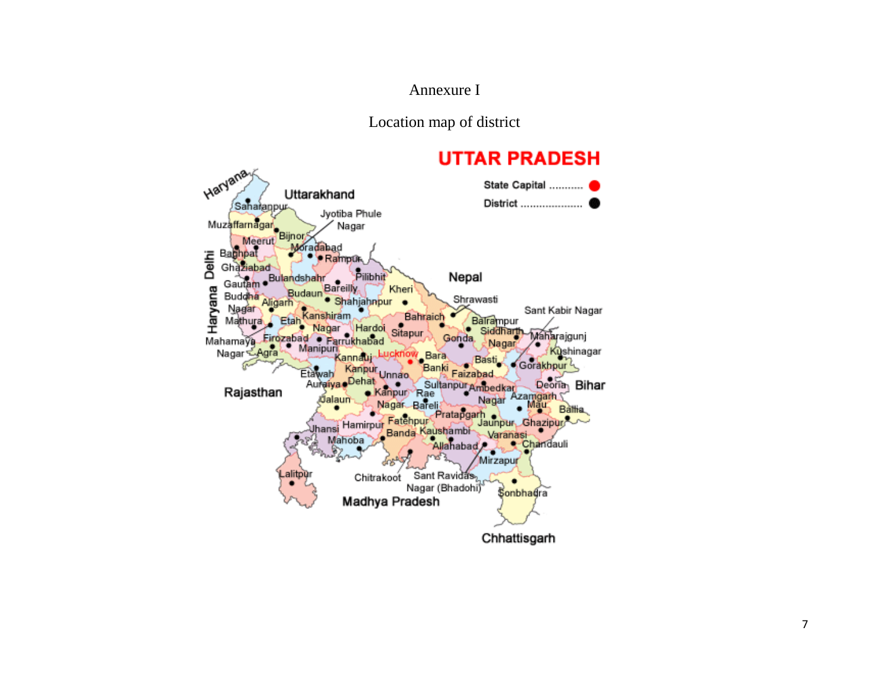# Annexure I

## Location map of district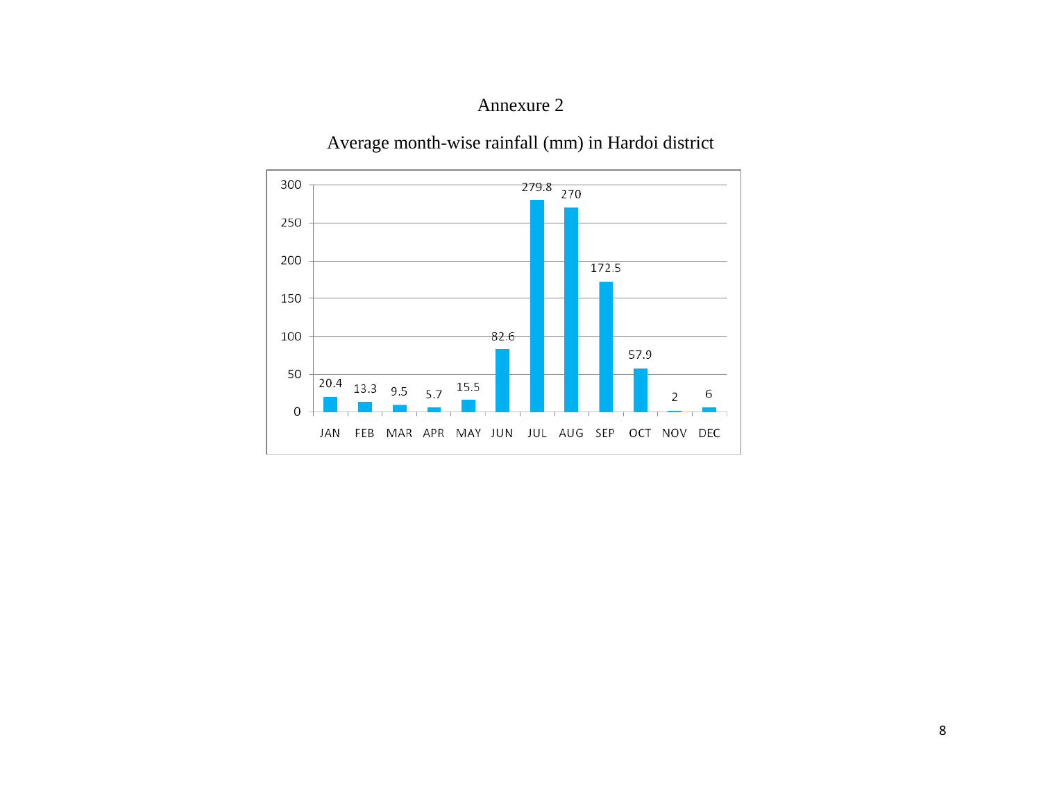# Annexure 2

## Average month-wise rainfall (mm) in Hardoi district

| Month | Rainfall (mm) |
|---|---|
| JAN | 20.4 |
| FEB | 13.3 |
| MAR | 9.5 |
| APR | 5.7 |
| MAY | 15.5 |
| JUN | 82.6 |
| JUL | 279.8 |
| AUG | 270 |
| SEP | 172.5 |
| OCT | 57.9 |
| NOV | 2 |
| DEC | 6 |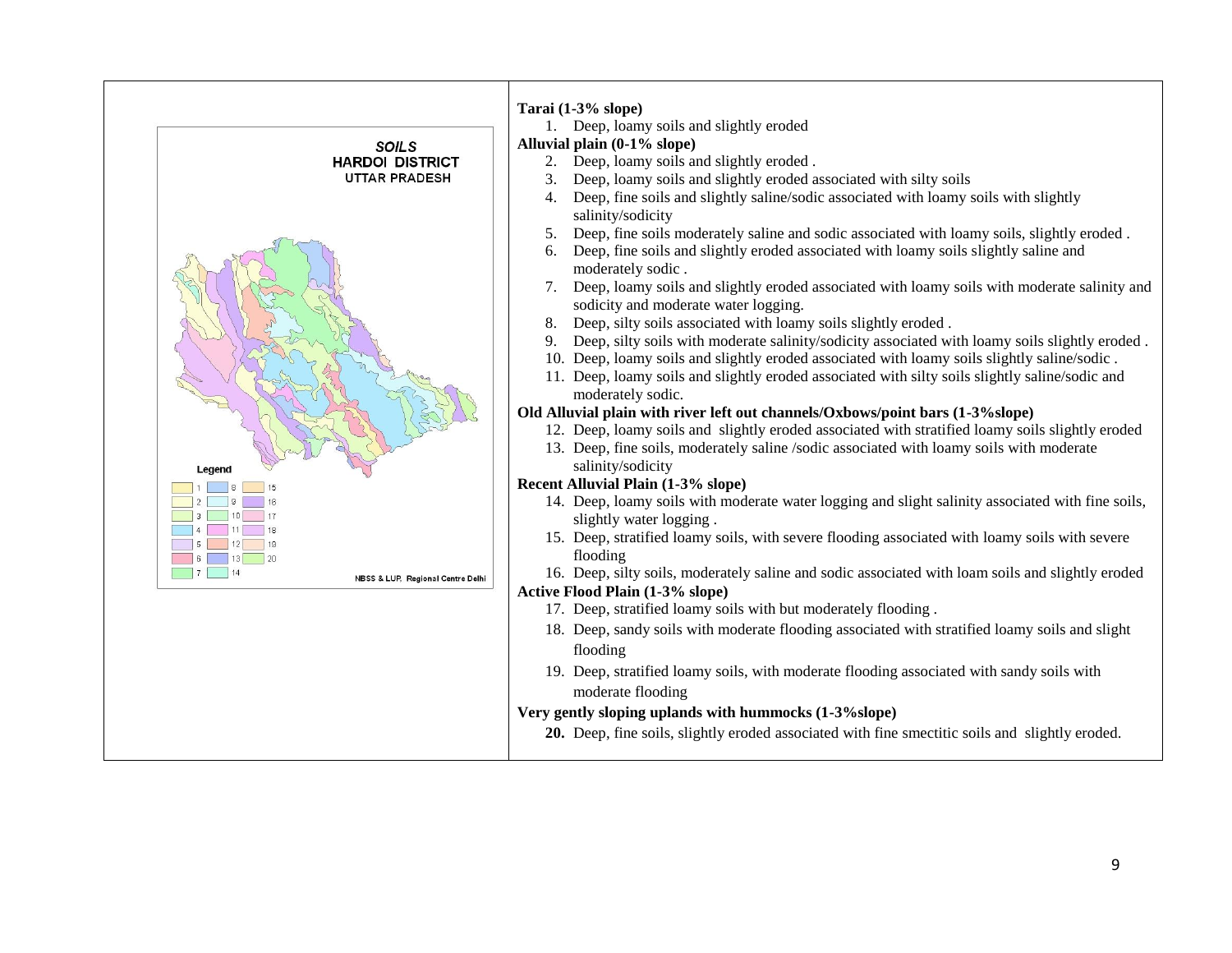**Tarai (1-3% slope)**

1. Deep, loamy soils and slightly eroded

**Alluvial plain (0-1% slope)**

2. Deep, loamy soils and slightly eroded .
3. Deep, loamy soils and slightly eroded associated with silty soils
4. Deep, fine soils and slightly saline/sodic associated with loamy soils with slightly salinity/sodicity
5. Deep, fine soils moderately saline and sodic associated with loamy soils, slightly eroded .
6. Deep, fine soils and slightly eroded associated with loamy soils slightly saline and moderately sodic .
7. Deep, loamy soils and slightly eroded associated with loamy soils with moderate salinity and sodicity and moderate water logging.
8. Deep, silty soils associated with loamy soils slightly eroded .
9. Deep, silty soils with moderate salinity/sodicity associated with loamy soils slightly eroded .
10. Deep, loamy soils and slightly eroded associated with loamy soils slightly saline/sodic .
11. Deep, loamy soils and slightly eroded associated with silty soils slightly saline/sodic and moderately sodic.

**Old Alluvial plain with river left out channels/Oxbows/point bars (1-3%slope)**

12. Deep, loamy soils and slightly eroded associated with stratified loamy soils slightly eroded
13. Deep, fine soils, moderately saline /sodic associated with loamy soils with moderate salinity/sodicity

**Recent Alluvial Plain (1-3% slope)**

14. Deep, loamy soils with moderate water logging and slight salinity associated with fine soils, slightly water logging .
15. Deep, stratified loamy soils, with severe flooding associated with loamy soils with severe flooding
16. Deep, silty soils, moderately saline and sodic associated with loam soils and slightly eroded

**Active Flood Plain (1-3% slope)**

17. Deep, stratified loamy soils with but moderately flooding .
18. Deep, sandy soils with moderate flooding associated with stratified loamy soils and slight flooding
19. Deep, stratified loamy soils, with moderate flooding associated with sandy soils with moderate flooding

**Very gently sloping uplands with hummocks (1-3%slope)**

20. Deep, fine soils, slightly eroded associated with fine smectitic soils and slightly eroded.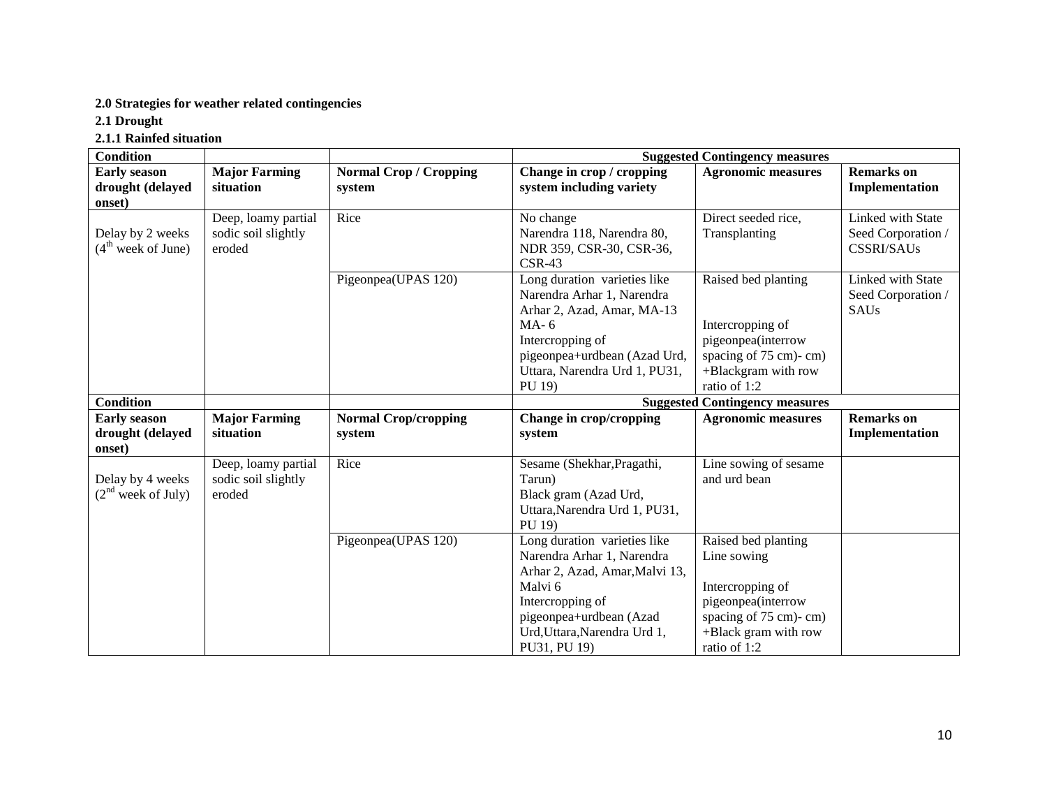**2.0 Strategies for weather related contingencies**

**2.1 Drought**

**2.1.1 Rainfed situation**

| Condition | | | Suggested Contingency measures | | |
|---|---|---|---|---|---|
| **Early season drought (delayed onset)** | **Major Farming situation** | **Normal Crop / Cropping system** | **Change in crop / cropping system including variety** | **Agronomic measures** | **Remarks on Implementation** |
| Delay by 2 weeks (4th week of June) | Deep, loamy partial sodic soil slightly eroded | Rice | No change Narendra 118, Narendra 80, NDR 359, CSR-30, CSR-36, CSR-43 | Direct seeded rice, Transplanting | Linked with State Seed Corporation / CSSRI/SAUs |
| | | Pigeonpea(UPAS 120) | Long duration varieties like Narendra Arhar 1, Narendra Arhar 2, Azad, Amar, MA-13 MA- 6 Intercropping of pigeonpea+urdbean (Azad Urd, Uttara, Narendra Urd 1, PU31, PU 19) | Raised bed planting Intercropping of pigeonpea(interrow spacing of 75 cm)- cm) +Blackgram with row ratio of 1:2 | Linked with State Seed Corporation / SAUs |

| Condition | | | Suggested Contingency measures | | |
|---|---|---|---|---|---|
| **Early season drought (delayed onset)** | **Major Farming situation** | **Normal Crop/cropping system** | **Change in crop/cropping system** | **Agronomic measures** | **Remarks on Implementation** |
| Delay by 4 weeks (2nd week of July) | Deep, loamy partial sodic soil slightly eroded | Rice | Sesame (Shekhar,Pragathi, Tarun) Black gram (Azad Urd, Uttara,Narendra Urd 1, PU31, PU 19) | Line sowing of sesame and urd bean | |
| | | Pigeonpea(UPAS 120) | Long duration varieties like Narendra Arhar 1, Narendra Arhar 2, Azad, Amar,Malvi 13, Malvi 6 Intercropping of pigeonpea+urdbean (Azad Urd,Uttara,Narendra Urd 1, PU31, PU 19) | Raised bed planting Line sowing Intercropping of pigeonpea(interrow spacing of 75 cm)- cm) +Black gram with row ratio of 1:2 | |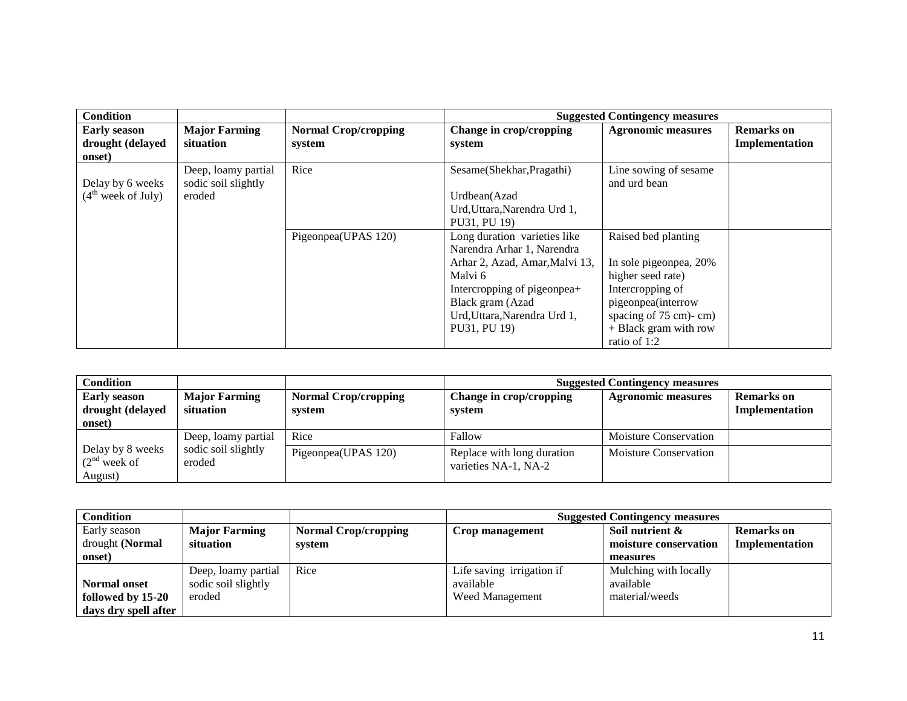| Condition | | | Suggested Contingency measures | | |
|---|---|---|---|---|---|
| **Early season drought (delayed onset)** | **Major Farming situation** | **Normal Crop/cropping system** | **Change in crop/cropping system** | **Agronomic measures** | **Remarks on Implementation** |
| Delay by 6 weeks (4th week of July) | Deep, loamy partial sodic soil slightly eroded | Rice | Sesame(Shekhar,Pragathi)<br><br>Urdbean(Azad Urd,Uttara,Narendra Urd 1, PU31, PU 19) | Line sowing of sesame and urd bean | |
| | | Pigeonpea(UPAS 120) | Long duration varieties like Narendra Arhar 1, Narendra Arhar 2, Azad, Amar,Malvi 13, Malvi 6<br>Intercropping of pigeonpea+ Black gram (Azad Urd,Uttara,Narendra Urd 1, PU31, PU 19) | Raised bed planting<br><br>In sole pigeonpea, 20% higher seed rate)<br>Intercropping of pigeonpea(interrow spacing of 75 cm)- cm) + Black gram with row ratio of 1:2 | |

| Condition | | | Suggested Contingency measures | | |
|---|---|---|---|---|---|
| **Early season drought (delayed onset)** | **Major Farming situation** | **Normal Crop/cropping system** | **Change in crop/cropping system** | **Agronomic measures** | **Remarks on Implementation** |
| Delay by 8 weeks (2nd week of August) | Deep, loamy partial sodic soil slightly eroded | Rice | Fallow | Moisture Conservation | |
| | | Pigeonpea(UPAS 120) | Replace with long duration varieties NA-1, NA-2 | Moisture Conservation | |

| Condition | | | Suggested Contingency measures | | |
|---|---|---|---|---|---|
| Early season drought **(Normal onset)** | **Major Farming situation** | **Normal Crop/cropping system** | **Crop management** | **Soil nutrient & moisture conservation measures** | **Remarks on Implementation** |
| **Normal onset followed by 15-20 days dry spell after** | Deep, loamy partial sodic soil slightly eroded | Rice | Life saving irrigation if available<br>Weed Management | Mulching with locally available material/weeds | |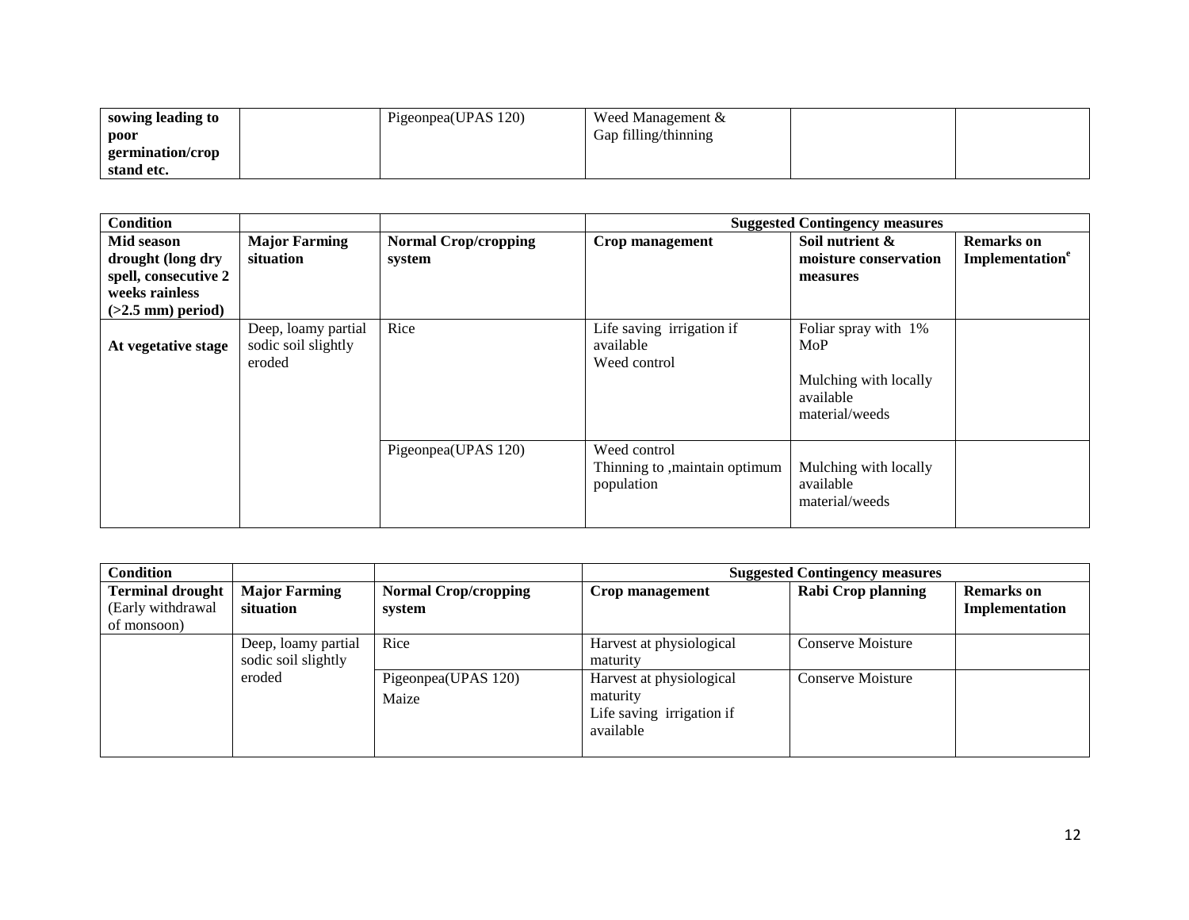| **sowing leading to poor germination/crop stand etc.** | | Pigeonpea(UPAS 120) | Weed Management & Gap filling/thinning | | |
|---|---|---|---|---|---|

| **Condition** | | | **Suggested Contingency measures** | | |
|---|---|---|---|---|---|
| **Mid season drought (long dry spell, consecutive 2 weeks rainless (>2.5 mm) period)** | **Major Farming situation** | **Normal Crop/cropping system** | **Crop management** | **Soil nutrient & moisture conservation measures** | **Remarks on Implementation[e]** |
| **At vegetative stage** | Deep, loamy partial sodic soil slightly eroded | Rice | Life saving irrigation if available<br>Weed control | Foliar spray with 1% MoP<br><br>Mulching with locally available material/weeds | |
| | | Pigeonpea(UPAS 120) | Weed control<br>Thinning to ,maintain optimum population | Mulching with locally available material/weeds | |

| **Condition** | | | **Suggested Contingency measures** | | |
|---|---|---|---|---|---|
| **Terminal drought** (Early withdrawal of monsoon) | **Major Farming situation** | **Normal Crop/cropping system** | **Crop management** | **Rabi Crop planning** | **Remarks on Implementation** |
| | Deep, loamy partial sodic soil slightly eroded | Rice | Harvest at physiological maturity | Conserve Moisture | |
| | | Pigeonpea(UPAS 120)<br>Maize | Harvest at physiological maturity<br>Life saving irrigation if available | Conserve Moisture | |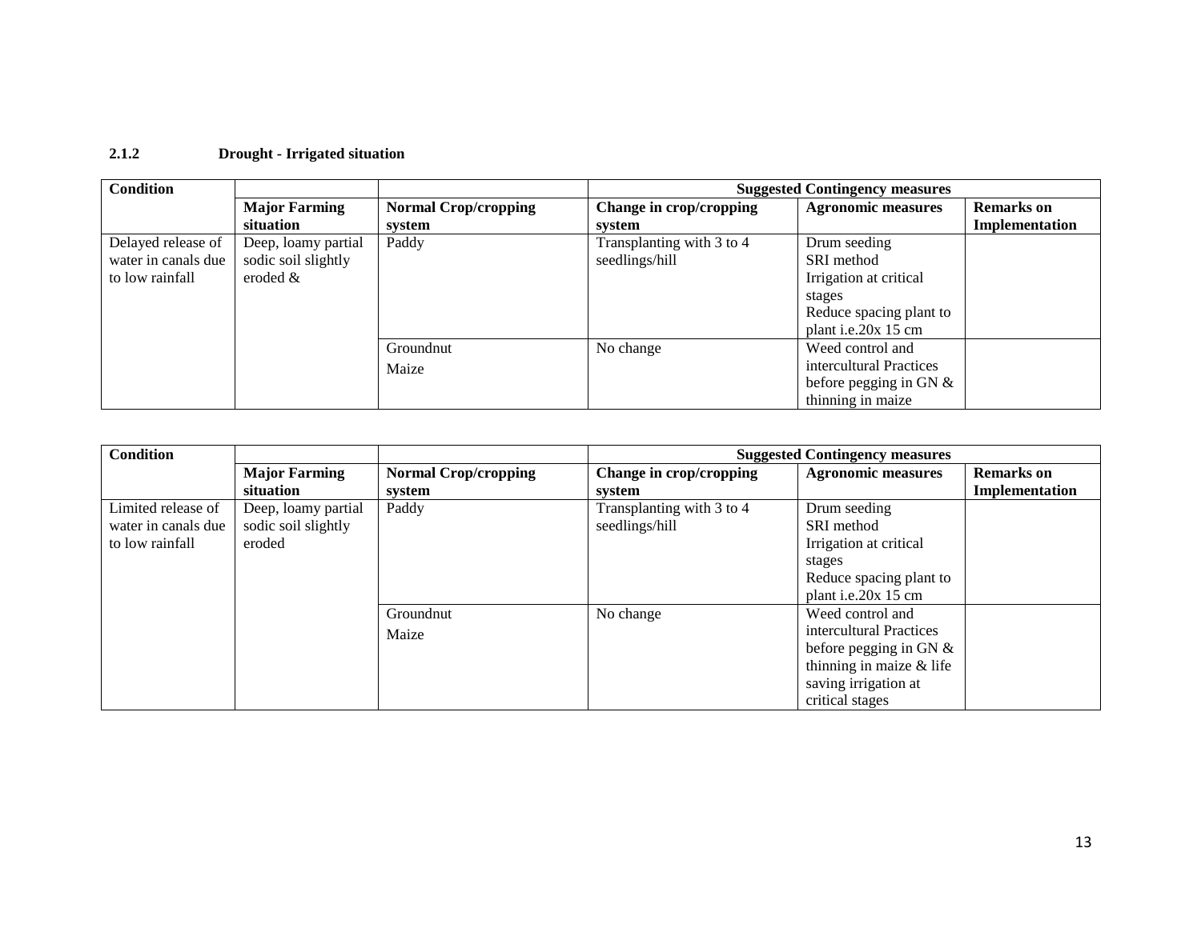### 2.1.2 Drought - Irrigated situation

| Condition | | | Suggested Contingency measures | | |
|---|---|---|---|---|---|
| | Major Farming situation | Normal Crop/cropping system | Change in crop/cropping system | Agronomic measures | Remarks on Implementation |
| Delayed release of water in canals due to low rainfall | Deep, loamy partial sodic soil slightly eroded & | Paddy | Transplanting with 3 to 4 seedlings/hill | Drum seeding<br>SRI method<br>Irrigation at critical stages<br>Reduce spacing plant to plant i.e.20x 15 cm | |
| | | Groundnut<br>Maize | No change | Weed control and intercultural Practices before pegging in GN & thinning in maize | |

| Condition | | | Suggested Contingency measures | | |
|---|---|---|---|---|---|
| | Major Farming situation | Normal Crop/cropping system | Change in crop/cropping system | Agronomic measures | Remarks on Implementation |
| Limited release of water in canals due to low rainfall | Deep, loamy partial sodic soil slightly eroded | Paddy | Transplanting with 3 to 4 seedlings/hill | Drum seeding<br>SRI method<br>Irrigation at critical stages<br>Reduce spacing plant to plant i.e.20x 15 cm | |
| | | Groundnut<br>Maize | No change | Weed control and intercultural Practices before pegging in GN & thinning in maize & life saving irrigation at critical stages | |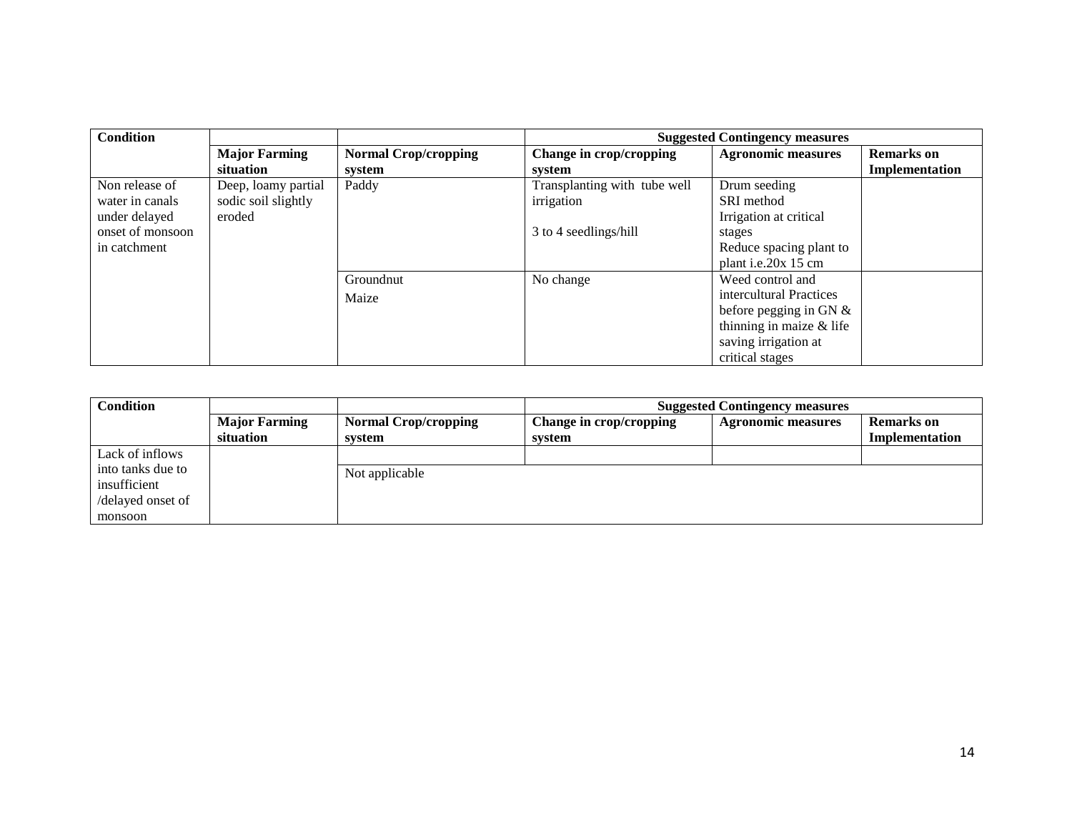| Condition | | | Suggested Contingency measures | | |
|---|---|---|---|---|---|
| | **Major Farming situation** | **Normal Crop/cropping system** | **Change in crop/cropping system** | **Agronomic measures** | **Remarks on Implementation** |
| Non release of water in canals under delayed onset of monsoon in catchment | Deep, loamy partial sodic soil slightly eroded | Paddy | Transplanting with tube well irrigation<br><br>3 to 4 seedlings/hill | Drum seeding<br>SRI method<br>Irrigation at critical stages<br>Reduce spacing plant to plant i.e.20x 15 cm | |
| | | Groundnut<br>Maize | No change | Weed control and intercultural Practices before pegging in GN & thinning in maize & life saving irrigation at critical stages | |

| Condition | | | Suggested Contingency measures | | |
|---|---|---|---|---|---|
| | **Major Farming situation** | **Normal Crop/cropping system** | **Change in crop/cropping system** | **Agronomic measures** | **Remarks on Implementation** |
| Lack of inflows into tanks due to insufficient /delayed onset of monsoon | | Not applicable | | | |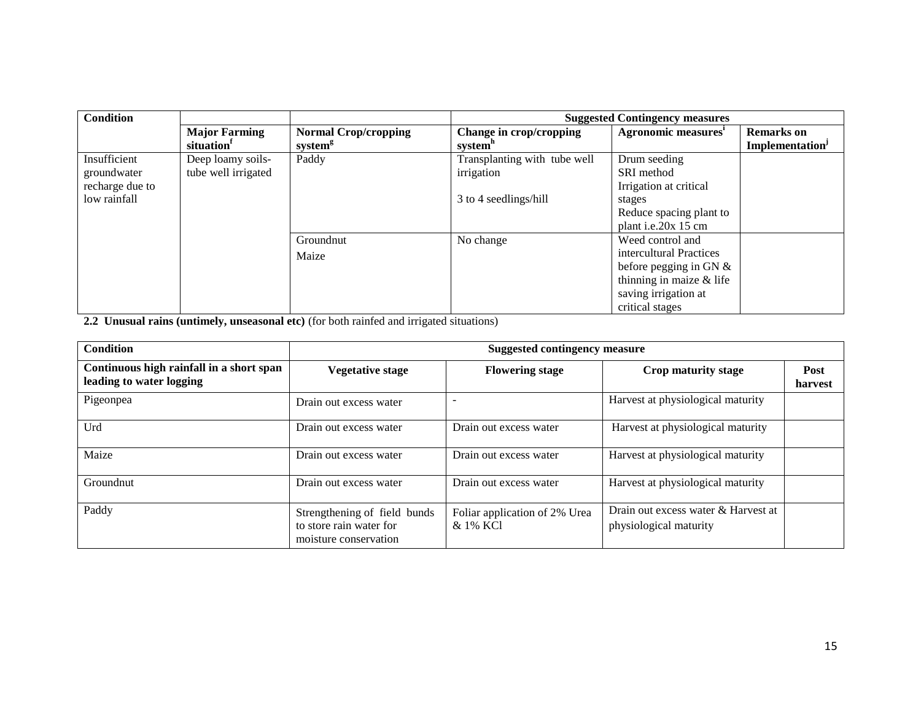| Condition | | | Suggested Contingency measures | | |
|---|---|---|---|---|---|
| | Major Farming situation[f] | Normal Crop/cropping system[g] | Change in crop/cropping system[h] | Agronomic measures[i] | Remarks on Implementation[j] |
| Insufficient groundwater recharge due to low rainfall | Deep loamy soils- tube well irrigated | Paddy | Transplanting with tube well irrigation<br><br>3 to 4 seedlings/hill | Drum seeding<br>SRI method<br>Irrigation at critical stages<br>Reduce spacing plant to plant i.e.20x 15 cm | |
| | | Groundnut<br>Maize | No change | Weed control and intercultural Practices before pegging in GN & thinning in maize & life saving irrigation at critical stages | |

**2.2 Unusual rains (untimely, unseasonal etc)** (for both rainfed and irrigated situations)

| Condition | Suggested contingency measure | | | |
|---|---|---|---|---|
| **Continuous high rainfall in a short span leading to water logging** | **Vegetative stage** | **Flowering stage** | **Crop maturity stage** | **Post harvest** |
| Pigeonpea | Drain out excess water | - | Harvest at physiological maturity | |
| Urd | Drain out excess water | Drain out excess water | Harvest at physiological maturity | |
| Maize | Drain out excess water | Drain out excess water | Harvest at physiological maturity | |
| Groundnut | Drain out excess water | Drain out excess water | Harvest at physiological maturity | |
| Paddy | Strengthening of field bunds to store rain water for moisture conservation | Foliar application of 2% Urea & 1% KCl | Drain out excess water & Harvest at physiological maturity | |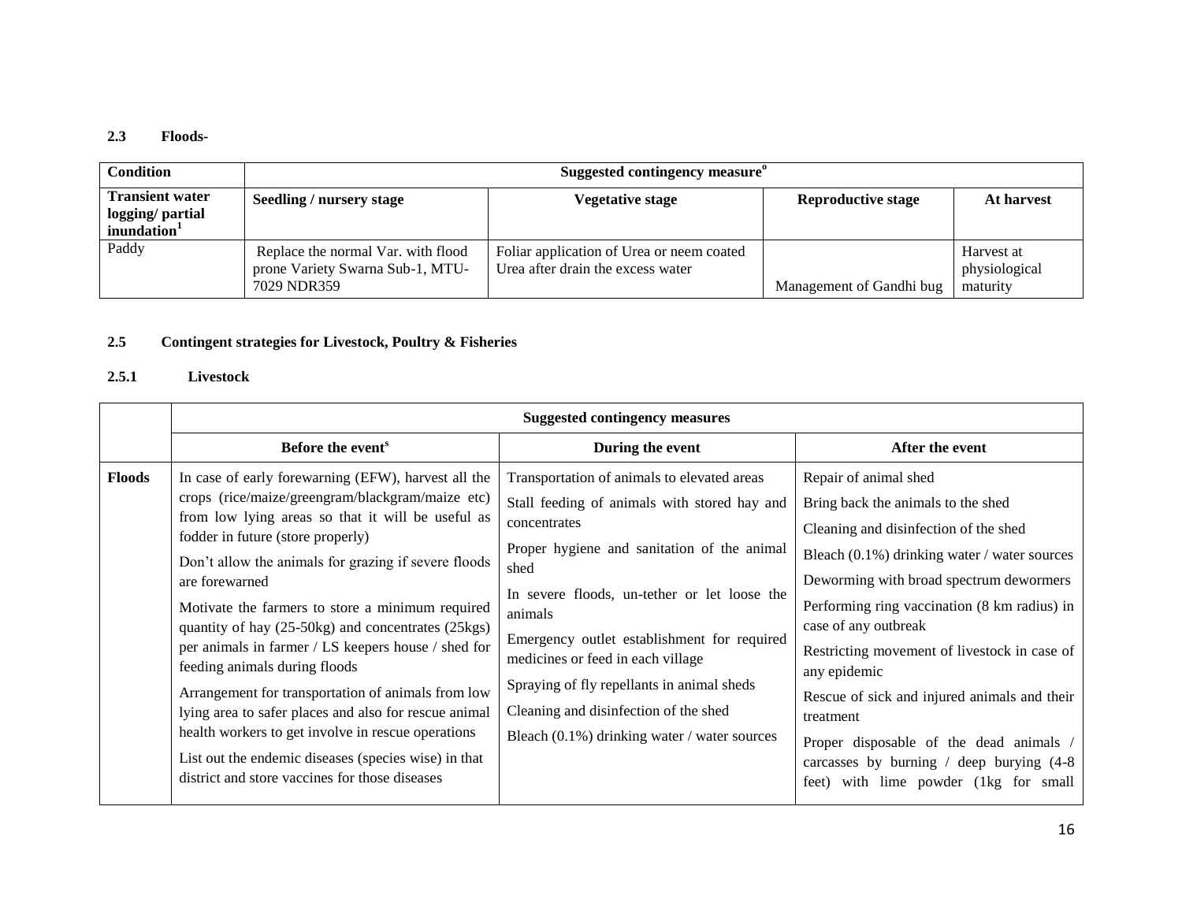### 2.3 Floods-

| Condition | Suggested contingency measure[o] | | | |
|---|---|---|---|---|
| **Transient water logging/ partial inundation[1]** | **Seedling / nursery stage** | **Vegetative stage** | **Reproductive stage** | **At harvest** |
| Paddy | Replace the normal Var. with flood prone Variety Swarna Sub-1, MTU-7029 NDR359 | Foliar application of Urea or neem coated Urea after drain the excess water | Management of Gandhi bug | Harvest at physiological maturity |

### 2.5 Contingent strategies for Livestock, Poultry & Fisheries

#### 2.5.1 Livestock

| | Suggested contingency measures | | |
|---|---|---|---|
| | **Before the event[s]** | **During the event** | **After the event** |
| **Floods** | In case of early forewarning (EFW), harvest all the crops (rice/maize/greengram/blackgram/maize etc) from low lying areas so that it will be useful as fodder in future (store properly)<br><br>Don't allow the animals for grazing if severe floods are forewarned<br><br>Motivate the farmers to store a minimum required quantity of hay (25-50kg) and concentrates (25kgs) per animals in farmer / LS keepers house / shed for feeding animals during floods<br><br>Arrangement for transportation of animals from low lying area to safer places and also for rescue animal health workers to get involve in rescue operations<br><br>List out the endemic diseases (species wise) in that district and store vaccines for those diseases | Transportation of animals to elevated areas<br><br>Stall feeding of animals with stored hay and concentrates<br><br>Proper hygiene and sanitation of the animal shed<br><br>In severe floods, un-tether or let loose the animals<br><br>Emergency outlet establishment for required medicines or feed in each village<br><br>Spraying of fly repellants in animal sheds<br><br>Cleaning and disinfection of the shed<br><br>Bleach (0.1%) drinking water / water sources | Repair of animal shed<br><br>Bring back the animals to the shed<br><br>Cleaning and disinfection of the shed<br><br>Bleach (0.1%) drinking water / water sources<br><br>Deworming with broad spectrum dewormers<br><br>Performing ring vaccination (8 km radius) in case of any outbreak<br><br>Restricting movement of livestock in case of any epidemic<br><br>Rescue of sick and injured animals and their treatment<br><br>Proper disposable of the dead animals / carcasses by burning / deep burying (4-8 feet) with lime powder (1kg for small |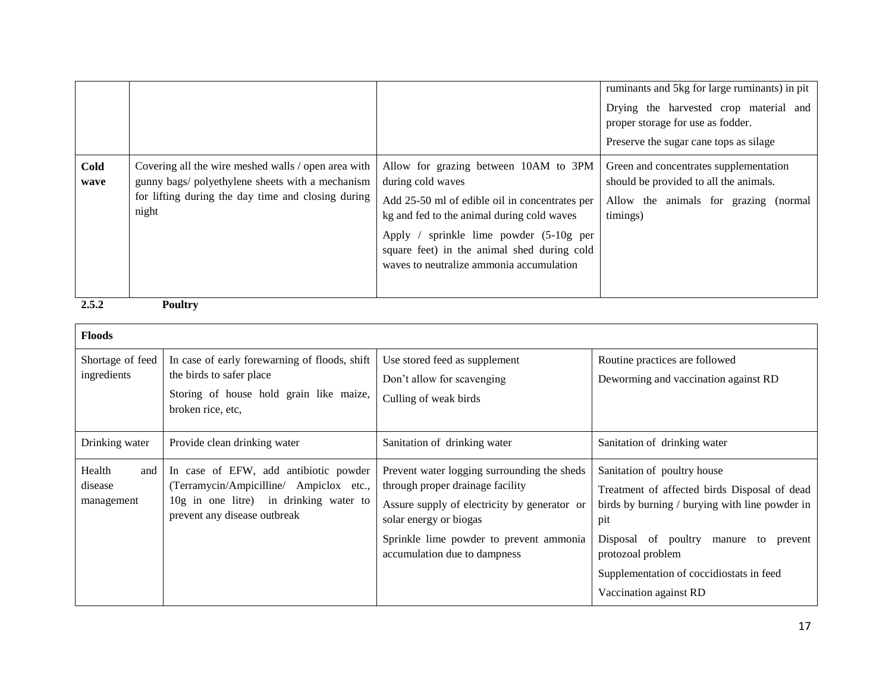| | | | |
|---|---|---|---|
| | | | ruminants and 5kg for large ruminants) in pit<br>Drying the harvested crop material and proper storage for use as fodder.<br>Preserve the sugar cane tops as silage |
| **Cold wave** | Covering all the wire meshed walls / open area with gunny bags/ polyethylene sheets with a mechanism for lifting during the day time and closing during night | Allow for grazing between 10AM to 3PM during cold waves<br>Add 25-50 ml of edible oil in concentrates per kg and fed to the animal during cold waves<br>Apply / sprinkle lime powder (5-10g per square feet) in the animal shed during cold waves to neutralize ammonia accumulation | Green and concentrates supplementation should be provided to all the animals.<br>Allow the animals for grazing (normal timings) |

**2.5.2 Poultry**

| **Floods** | | | |
|---|---|---|---|
| Shortage of feed ingredients | In case of early forewarning of floods, shift the birds to safer place<br>Storing of house hold grain like maize, broken rice, etc, | Use stored feed as supplement<br>Don't allow for scavenging<br>Culling of weak birds | Routine practices are followed<br>Deworming and vaccination against RD |
| Drinking water | Provide clean drinking water | Sanitation of drinking water | Sanitation of drinking water |
| Health and disease management | In case of EFW, add antibiotic powder (Terramycin/Ampicilline/ Ampiclox etc., 10g in one litre) in drinking water to prevent any disease outbreak | Prevent water logging surrounding the sheds through proper drainage facility<br>Assure supply of electricity by generator or solar energy or biogas<br>Sprinkle lime powder to prevent ammonia accumulation due to dampness | Sanitation of poultry house<br>Treatment of affected birds Disposal of dead birds by burning / burying with line powder in pit<br>Disposal of poultry manure to prevent protozoal problem<br>Supplementation of coccidiostats in feed<br>Vaccination against RD |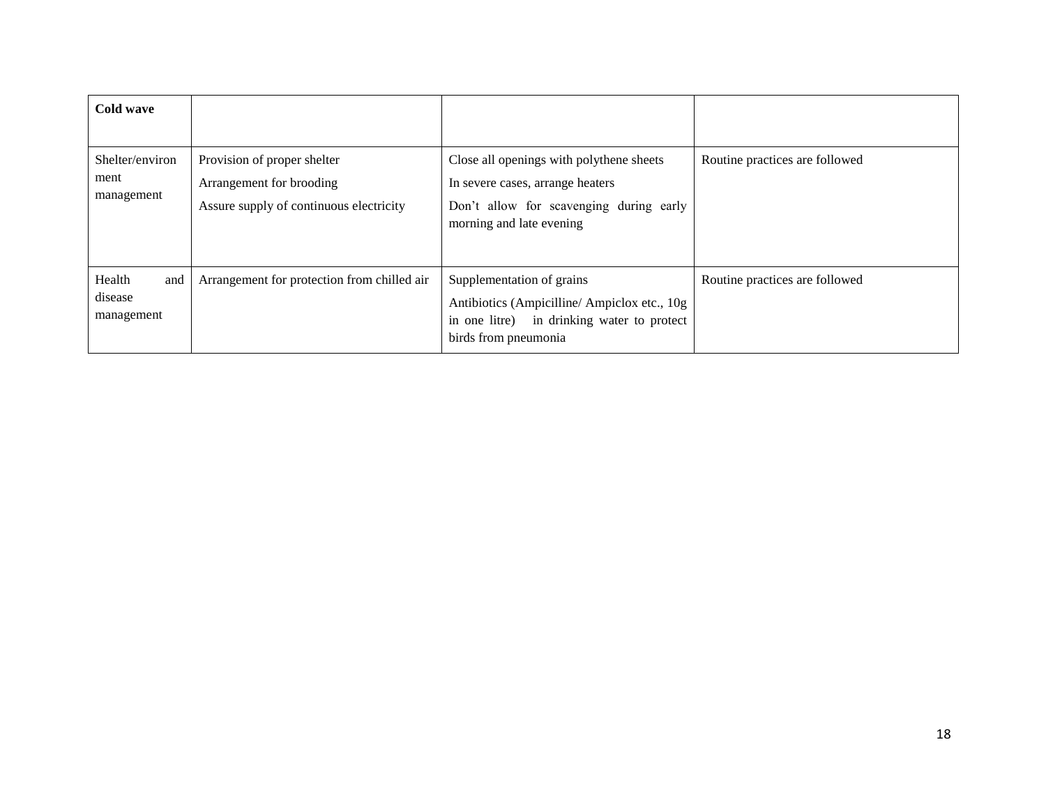| | | | |
|---|---|---|---|
| **Cold wave** | | | |
| Shelter/environment management | Provision of proper shelter<br>Arrangement for brooding<br>Assure supply of continuous electricity | Close all openings with polythene sheets<br>In severe cases, arrange heaters<br>Don't allow for scavenging during early morning and late evening | Routine practices are followed |
| Health and disease management | Arrangement for protection from chilled air | Supplementation of grains<br>Antibiotics (Ampicilline/ Ampiclox etc., 10g in one litre) in drinking water to protect birds from pneumonia | Routine practices are followed |